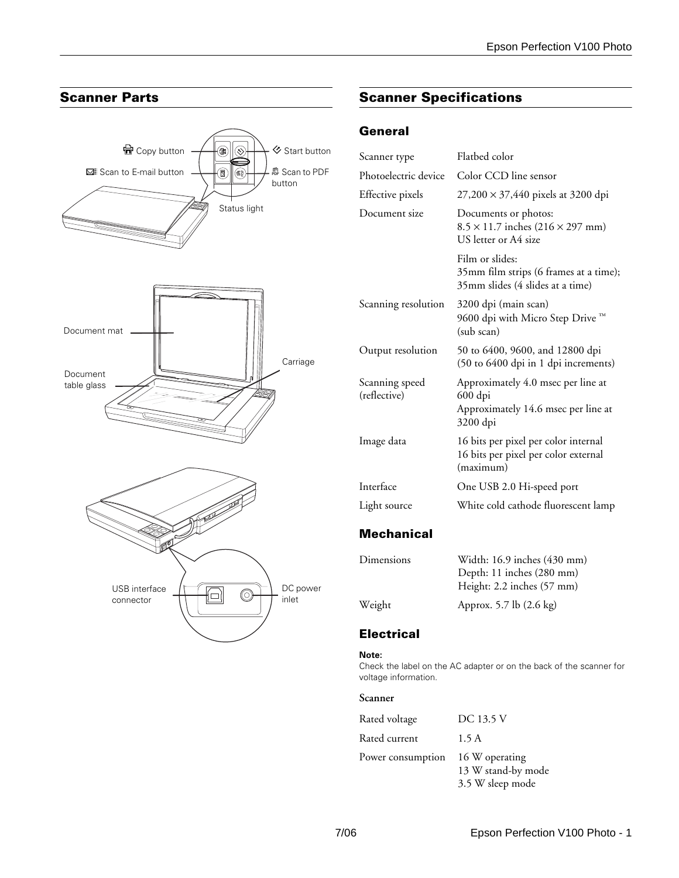## Scanner Parts

Copy button

Start button

Scan to E-mail button

Scan to PDF button

Status light

Document mat

Carriage

Document table glass

USB interface connector

DC power inlet

## Scanner Specifications

### General

| | |
|---|---|
| Scanner type | Flatbed color |
| Photoelectric device | Color CCD line sensor |
| Effective pixels | 27,200 × 37,440 pixels at 3200 dpi |
| Document size | Documents or photos: 8.5 × 11.7 inches (216 × 297 mm) US letter or A4 size |
| | Film or slides: 35mm film strips (6 frames at a time); 35mm slides (4 slides at a time) |
| Scanning resolution | 3200 dpi (main scan) 9600 dpi with Micro Step Drive ™ (sub scan) |
| Output resolution | 50 to 6400, 9600, and 12800 dpi (50 to 6400 dpi in 1 dpi increments) |
| Scanning speed (reflective) | Approximately 4.0 msec per line at 600 dpi Approximately 14.6 msec per line at 3200 dpi |
| Image data | 16 bits per pixel per color internal 16 bits per pixel per color external (maximum) |
| Interface | One USB 2.0 Hi-speed port |
| Light source | White cold cathode fluorescent lamp |

### Mechanical

| | |
|---|---|
| Dimensions | Width: 16.9 inches (430 mm) Depth: 11 inches (280 mm) Height: 2.2 inches (57 mm) |
| Weight | Approx. 5.7 lb (2.6 kg) |

### Electrical

**Note:**
Check the label on the AC adapter or on the back of the scanner for voltage information.

**Scanner**

| | |
|---|---|
| Rated voltage | DC 13.5 V |
| Rated current | 1.5 A |
| Power consumption | 16 W operating 13 W stand-by mode 3.5 W sleep mode |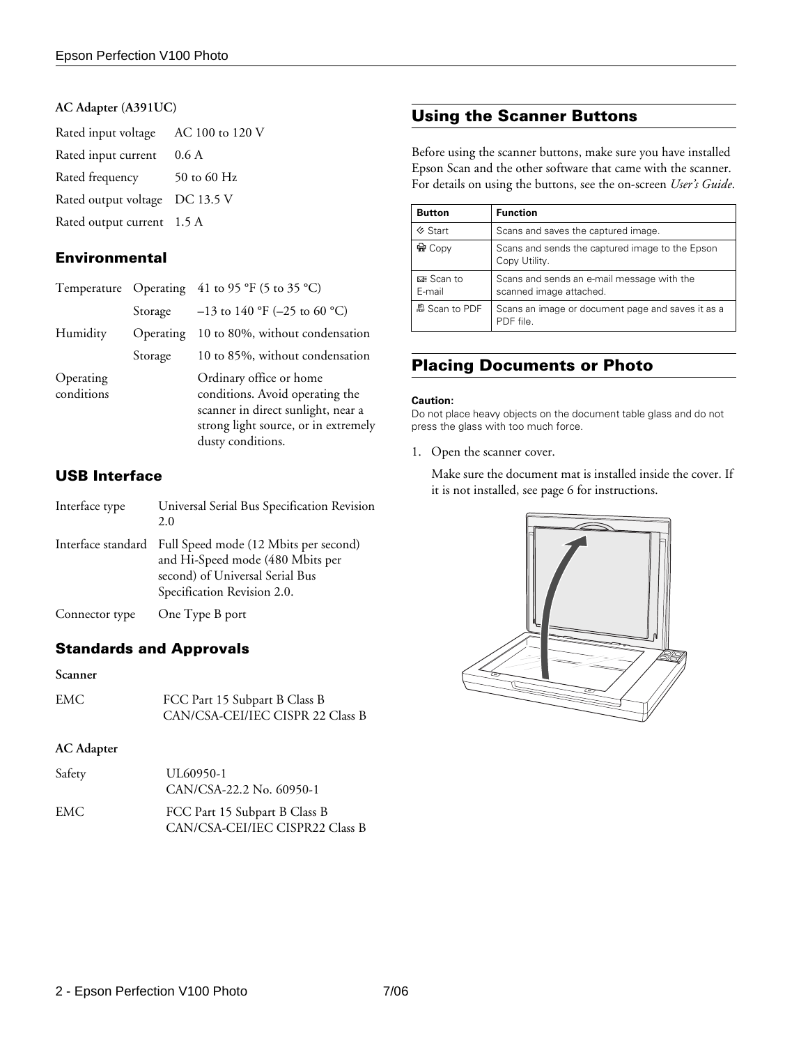**AC Adapter (A391UC)**

| | |
|---|---|
| Rated input voltage | AC 100 to 120 V |
| Rated input current | 0.6 A |
| Rated frequency | 50 to 60 Hz |
| Rated output voltage | DC 13.5 V |
| Rated output current | 1.5 A |

### Environmental

| | | |
|---|---|---|
| Temperature | Operating | 41 to 95 °F (5 to 35 °C) |
| | Storage | –13 to 140 °F (–25 to 60 °C) |
| Humidity | Operating | 10 to 80%, without condensation |
| | Storage | 10 to 85%, without condensation |
| Operating conditions | | Ordinary office or home conditions. Avoid operating the scanner in direct sunlight, near a strong light source, or in extremely dusty conditions. |

### USB Interface

| | |
|---|---|
| Interface type | Universal Serial Bus Specification Revision 2.0 |
| Interface standard | Full Speed mode (12 Mbits per second) and Hi-Speed mode (480 Mbits per second) of Universal Serial Bus Specification Revision 2.0. |
| Connector type | One Type B port |

### Standards and Approvals

**Scanner**

| | |
|---|---|
| EMC | FCC Part 15 Subpart B Class B<br>CAN/CSA-CEI/IEC CISPR 22 Class B |

**AC Adapter**

| | |
|---|---|
| Safety | UL60950-1<br>CAN/CSA-22.2 No. 60950-1 |
| EMC | FCC Part 15 Subpart B Class B<br>CAN/CSA-CEI/IEC CISPR22 Class B |

## Using the Scanner Buttons

Before using the scanner buttons, make sure you have installed Epson Scan and the other software that came with the scanner. For details on using the buttons, see the on-screen *User's Guide*.

| Button | Function |
|---|---|
| Start | Scans and saves the captured image. |
| Copy | Scans and sends the captured image to the Epson Copy Utility. |
| Scan to E-mail | Scans and sends an e-mail message with the scanned image attached. |
| Scan to PDF | Scans an image or document page and saves it as a PDF file. |

## Placing Documents or Photo

**Caution:**
Do not place heavy objects on the document table glass and do not press the glass with too much force.

1. Open the scanner cover.

   Make sure the document mat is installed inside the cover. If it is not installed, see page 6 for instructions.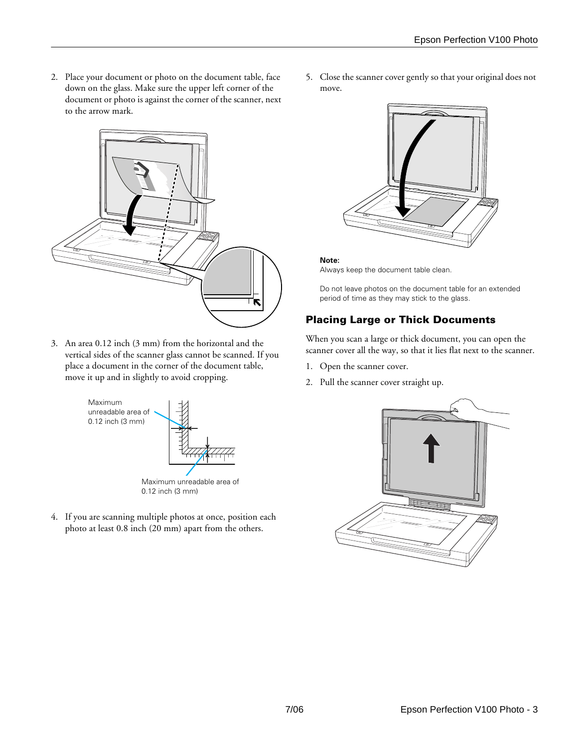2. Place your document or photo on the document table, face down on the glass. Make sure the upper left corner of the document or photo is against the corner of the scanner, next to the arrow mark.

3. An area 0.12 inch (3 mm) from the horizontal and the vertical sides of the scanner glass cannot be scanned. If you place a document in the corner of the document table, move it up and in slightly to avoid cropping.

Maximum unreadable area of 0.12 inch (3 mm)

Maximum unreadable area of 0.12 inch (3 mm)

4. If you are scanning multiple photos at once, position each photo at least 0.8 inch (20 mm) apart from the others.

5. Close the scanner cover gently so that your original does not move.

**Note:**
Always keep the document table clean.

Do not leave photos on the document table for an extended period of time as they may stick to the glass.

## Placing Large or Thick Documents

When you scan a large or thick document, you can open the scanner cover all the way, so that it lies flat next to the scanner.

1. Open the scanner cover.
2. Pull the scanner cover straight up.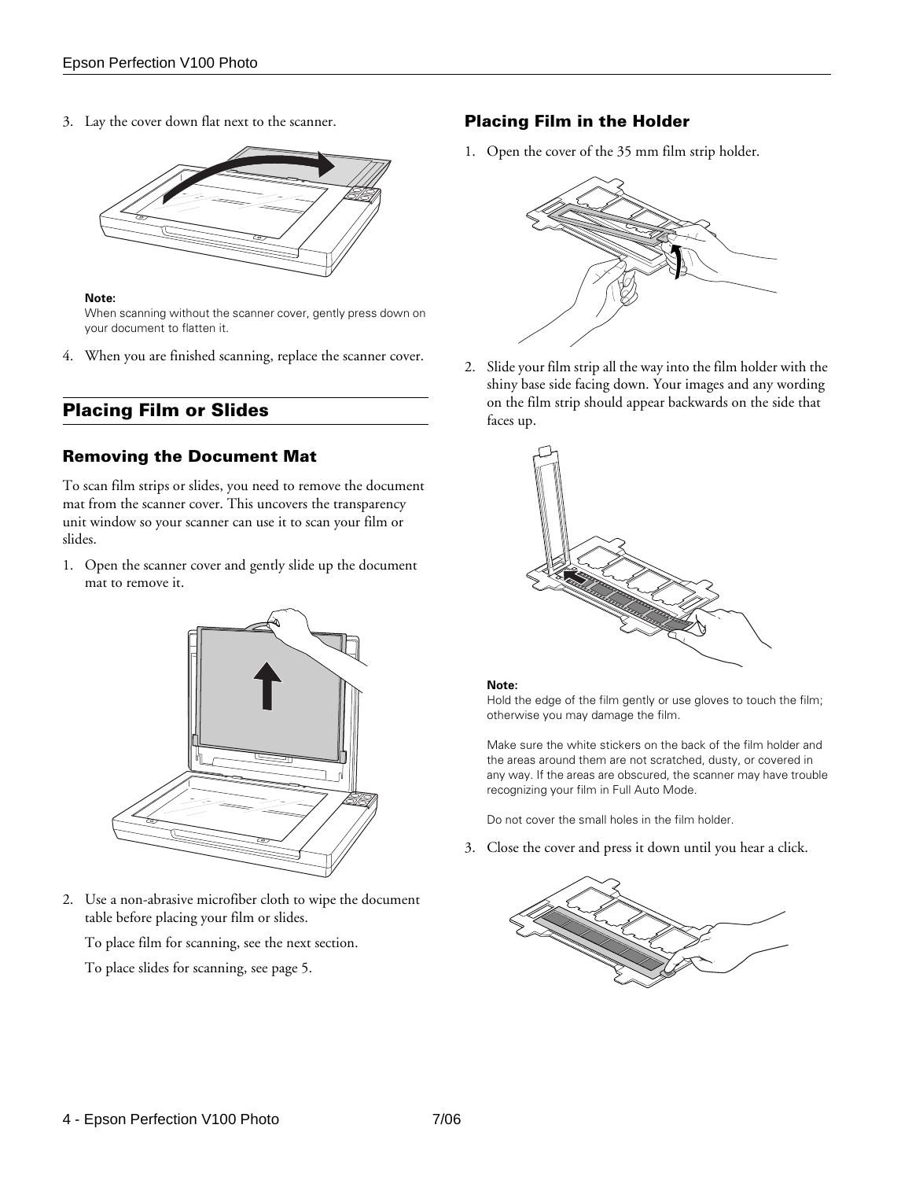3. Lay the cover down flat next to the scanner.

**Note:**
When scanning without the scanner cover, gently press down on your document to flatten it.

4. When you are finished scanning, replace the scanner cover.

## Placing Film or Slides

### Removing the Document Mat

To scan film strips or slides, you need to remove the document mat from the scanner cover. This uncovers the transparency unit window so your scanner can use it to scan your film or slides.

1. Open the scanner cover and gently slide up the document mat to remove it.

2. Use a non-abrasive microfiber cloth to wipe the document table before placing your film or slides.

   To place film for scanning, see the next section.

   To place slides for scanning, see page 5.

### Placing Film in the Holder

1. Open the cover of the 35 mm film strip holder.

2. Slide your film strip all the way into the film holder with the shiny base side facing down. Your images and any wording on the film strip should appear backwards on the side that faces up.

**Note:**
Hold the edge of the film gently or use gloves to touch the film; otherwise you may damage the film.

Make sure the white stickers on the back of the film holder and the areas around them are not scratched, dusty, or covered in any way. If the areas are obscured, the scanner may have trouble recognizing your film in Full Auto Mode.

Do not cover the small holes in the film holder.

3. Close the cover and press it down until you hear a click.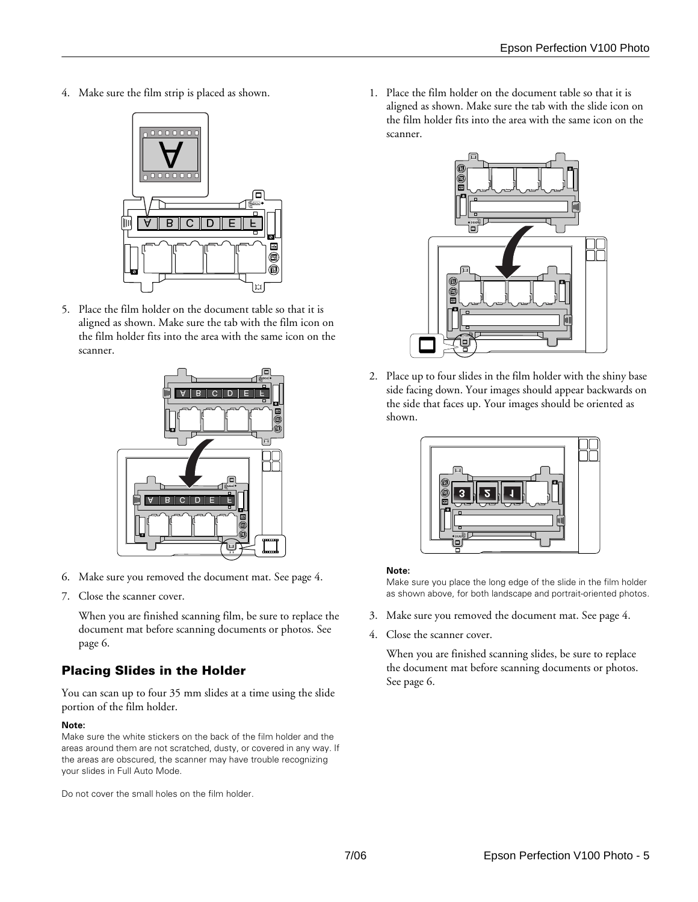4. Make sure the film strip is placed as shown.

5. Place the film holder on the document table so that it is aligned as shown. Make sure the tab with the film icon on the film holder fits into the area with the same icon on the scanner.

6. Make sure you removed the document mat. See page 4.

7. Close the scanner cover.

   When you are finished scanning film, be sure to replace the document mat before scanning documents or photos. See page 6.

## Placing Slides in the Holder

You can scan up to four 35 mm slides at a time using the slide portion of the film holder.

**Note:**
Make sure the white stickers on the back of the film holder and the areas around them are not scratched, dusty, or covered in any way. If the areas are obscured, the scanner may have trouble recognizing your slides in Full Auto Mode.

Do not cover the small holes on the film holder.

1. Place the film holder on the document table so that it is aligned as shown. Make sure the tab with the slide icon on the film holder fits into the area with the same icon on the scanner.

2. Place up to four slides in the film holder with the shiny base side facing down. Your images should appear backwards on the side that faces up. Your images should be oriented as shown.

**Note:**
Make sure you place the long edge of the slide in the film holder as shown above, for both landscape and portrait-oriented photos.

3. Make sure you removed the document mat. See page 4.

4. Close the scanner cover.

   When you are finished scanning slides, be sure to replace the document mat before scanning documents or photos. See page 6.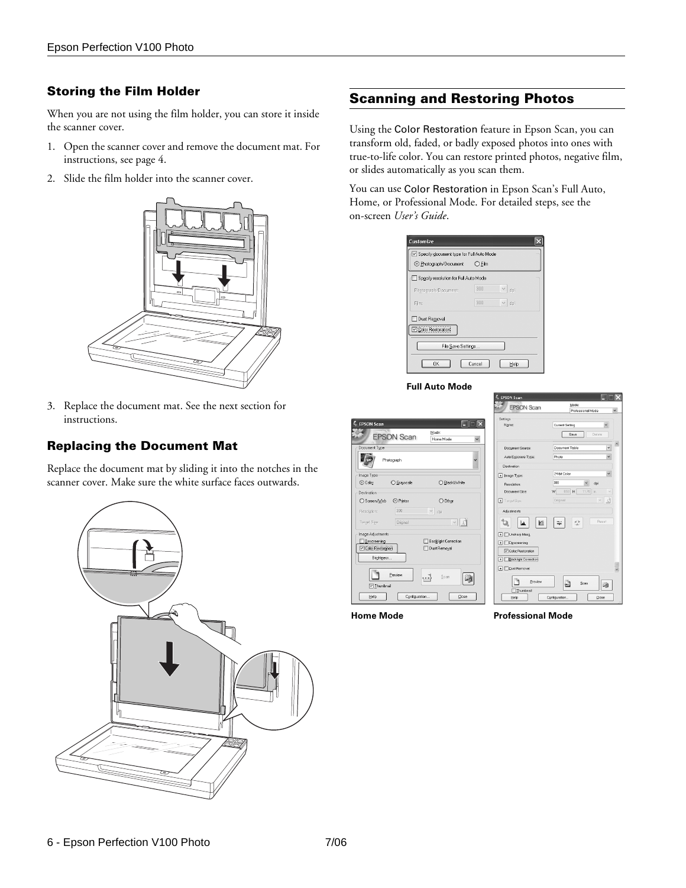## Storing the Film Holder

When you are not using the film holder, you can store it inside the scanner cover.

1. Open the scanner cover and remove the document mat. For instructions, see page 4.
2. Slide the film holder into the scanner cover.
3. Replace the document mat. See the next section for instructions.

## Replacing the Document Mat

Replace the document mat by sliding it into the notches in the scanner cover. Make sure the white surface faces outwards.

## Scanning and Restoring Photos

Using the Color Restoration feature in Epson Scan, you can transform old, faded, or badly exposed photos into ones with true-to-life color. You can restore printed photos, negative film, or slides automatically as you scan them.

You can use Color Restoration in Epson Scan's Full Auto, Home, or Professional Mode. For detailed steps, see the on-screen *User's Guide*.

**Full Auto Mode**

**Home Mode**

**Professional Mode**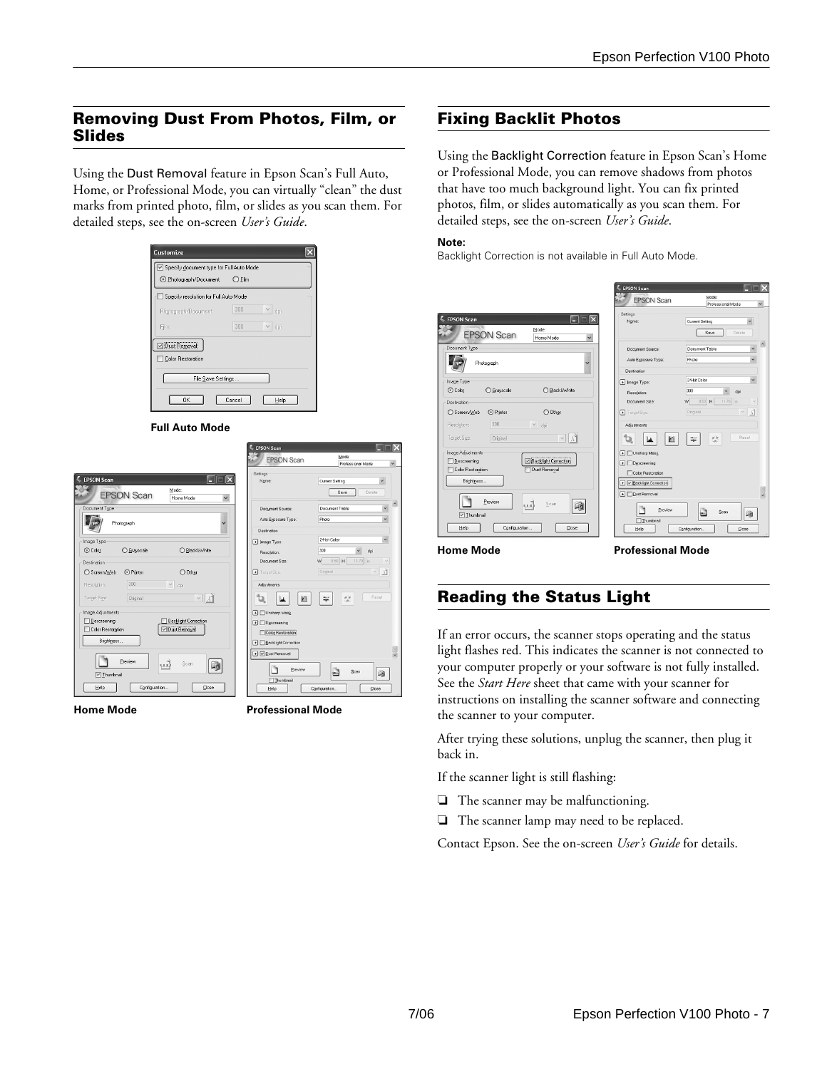## Removing Dust From Photos, Film, or Slides

Using the Dust Removal feature in Epson Scan's Full Auto, Home, or Professional Mode, you can virtually "clean" the dust marks from printed photo, film, or slides as you scan them. For detailed steps, see the on-screen *User's Guide*.

**Full Auto Mode**

**Home Mode** **Professional Mode**

## Fixing Backlit Photos

Using the Backlight Correction feature in Epson Scan's Home or Professional Mode, you can remove shadows from photos that have too much background light. You can fix printed photos, film, or slides automatically as you scan them. For detailed steps, see the on-screen *User's Guide*.

**Note:**
Backlight Correction is not available in Full Auto Mode.

**Home Mode** **Professional Mode**

## Reading the Status Light

If an error occurs, the scanner stops operating and the status light flashes red. This indicates the scanner is not connected to your computer properly or your software is not fully installed. See the *Start Here* sheet that came with your scanner for instructions on installing the scanner software and connecting the scanner to your computer.

After trying these solutions, unplug the scanner, then plug it back in.

If the scanner light is still flashing:

- The scanner may be malfunctioning.
- The scanner lamp may need to be replaced.

Contact Epson. See the on-screen *User's Guide* for details.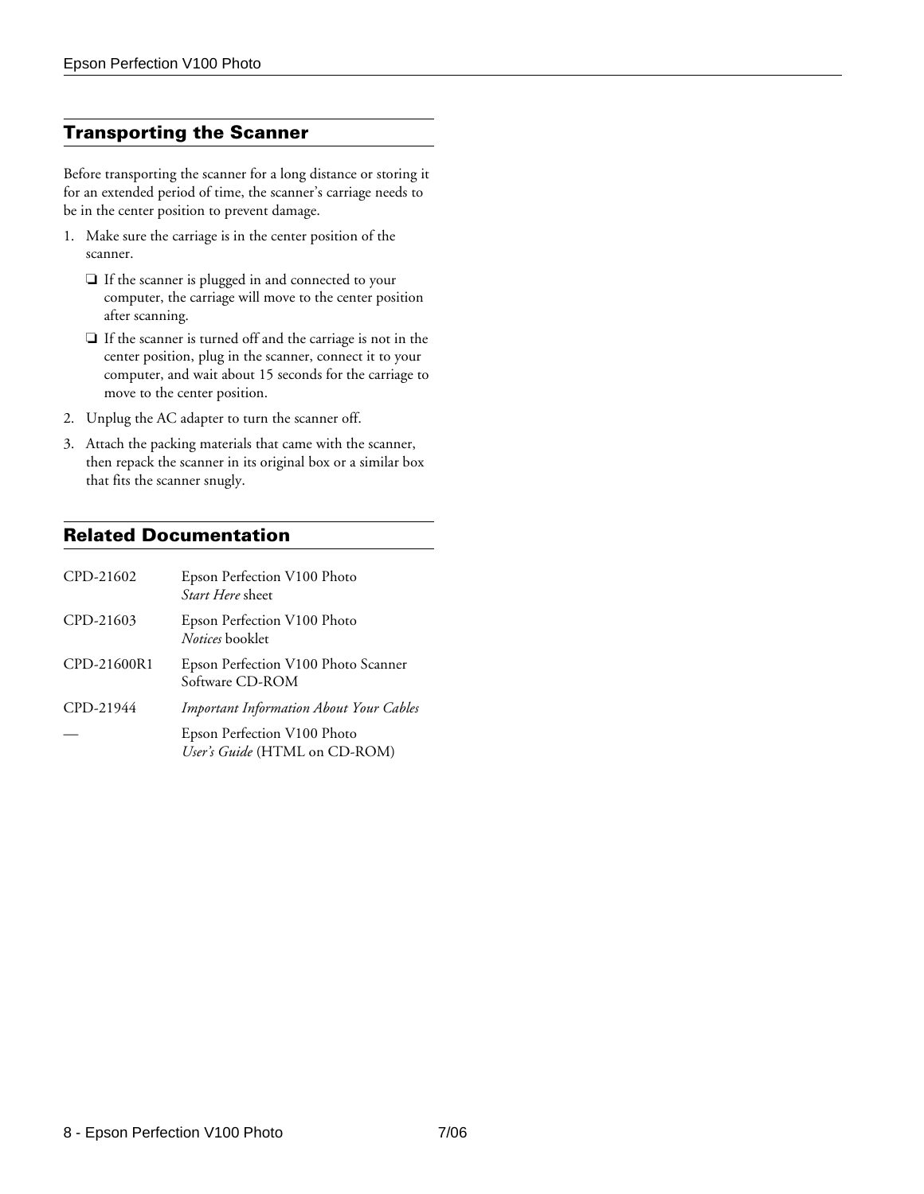## Transporting the Scanner

Before transporting the scanner for a long distance or storing it for an extended period of time, the scanner's carriage needs to be in the center position to prevent damage.

1. Make sure the carriage is in the center position of the scanner.
   - ❏ If the scanner is plugged in and connected to your computer, the carriage will move to the center position after scanning.
   - ❏ If the scanner is turned off and the carriage is not in the center position, plug in the scanner, connect it to your computer, and wait about 15 seconds for the carriage to move to the center position.
2. Unplug the AC adapter to turn the scanner off.
3. Attach the packing materials that came with the scanner, then repack the scanner in its original box or a similar box that fits the scanner snugly.

## Related Documentation

| | |
|---|---|
| CPD-21602 | Epson Perfection V100 Photo *Start Here* sheet |
| CPD-21603 | Epson Perfection V100 Photo *Notices* booklet |
| CPD-21600R1 | Epson Perfection V100 Photo Scanner Software CD-ROM |
| CPD-21944 | *Important Information About Your Cables* |
| — | Epson Perfection V100 Photo *User's Guide* (HTML on CD-ROM) |